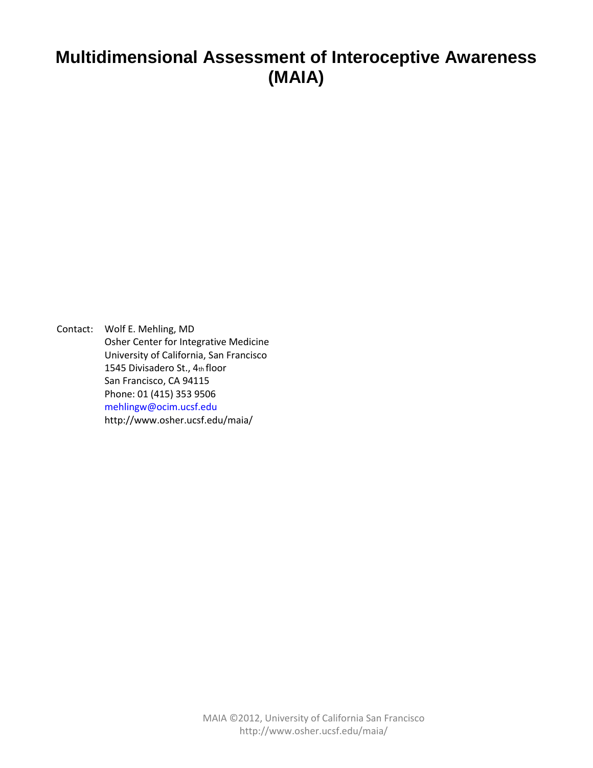# Multidimensional Assessment of Interoceptive Awareness (MAIA)

Contact: Wolf E. Mehling, MD
Osher Center for Integrative Medicine
University of California, San Francisco
1545 Divisadero St., 4th floor
San Francisco, CA 94115
Phone: 01 (415) 353 9506
mehlingw@ocim.ucsf.edu
http://www.osher.ucsf.edu/maia/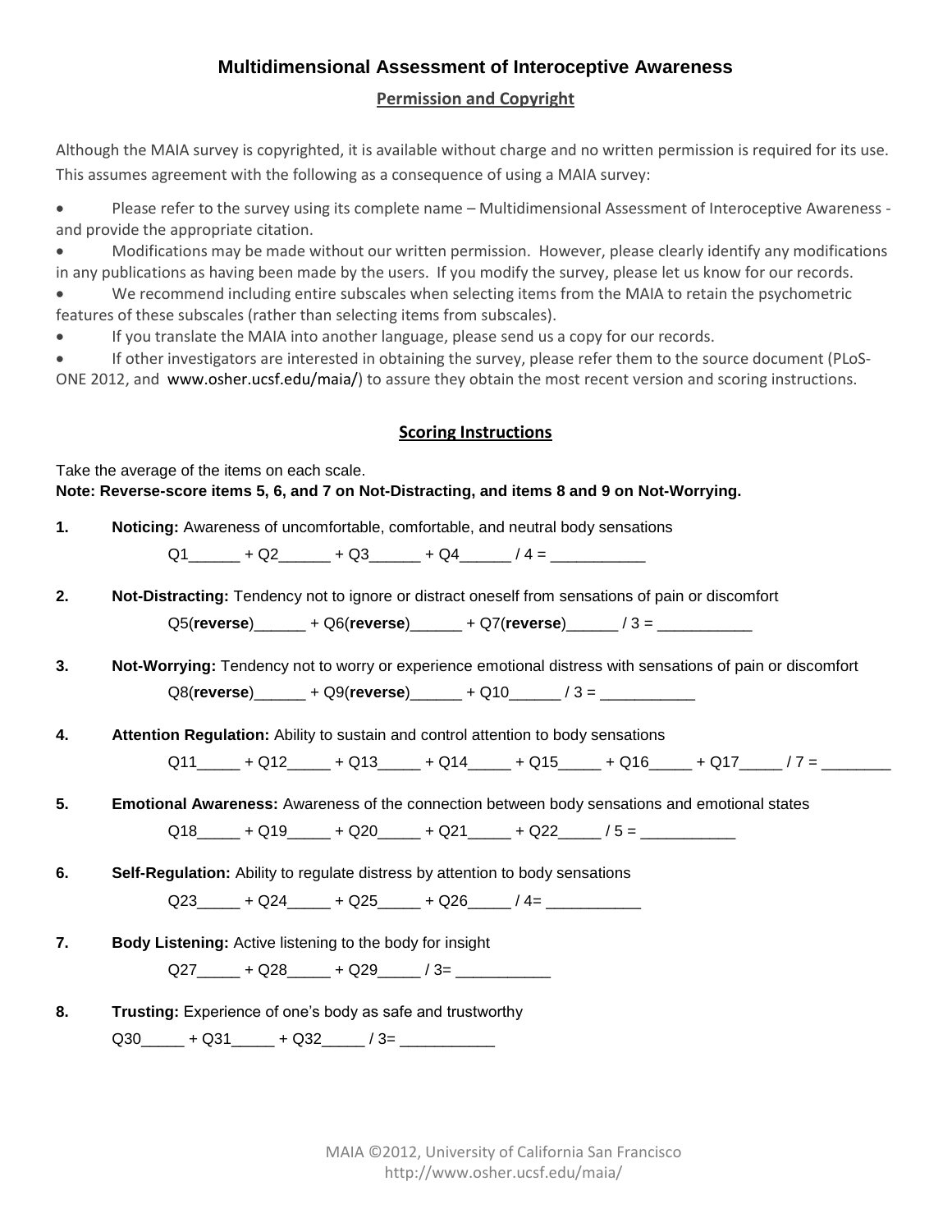# Multidimensional Assessment of Interoceptive Awareness

## Permission and Copyright

Although the MAIA survey is copyrighted, it is available without charge and no written permission is required for its use. This assumes agreement with the following as a consequence of using a MAIA survey:

- Please refer to the survey using its complete name – Multidimensional Assessment of Interoceptive Awareness - and provide the appropriate citation.
- Modifications may be made without our written permission. However, please clearly identify any modifications in any publications as having been made by the users. If you modify the survey, please let us know for our records.
- We recommend including entire subscales when selecting items from the MAIA to retain the psychometric features of these subscales (rather than selecting items from subscales).
- If you translate the MAIA into another language, please send us a copy for our records.
- If other investigators are interested in obtaining the survey, please refer them to the source document (PLoS-ONE 2012, and www.osher.ucsf.edu/maia/) to assure they obtain the most recent version and scoring instructions.

## Scoring Instructions

Take the average of the items on each scale.
**Note: Reverse-score items 5, 6, and 7 on Not-Distracting, and items 8 and 9 on Not-Worrying.**

1. **Noticing:** Awareness of uncomfortable, comfortable, and neutral body sensations

   Q1______ + Q2______ + Q3______ + Q4______ / 4 = ___________

2. **Not-Distracting:** Tendency not to ignore or distract oneself from sensations of pain or discomfort

   Q5(**reverse**)______ + Q6(**reverse**)______ + Q7(**reverse**)______ / 3 = ___________

3. **Not-Worrying:** Tendency not to worry or experience emotional distress with sensations of pain or discomfort

   Q8(**reverse**)______ + Q9(**reverse**)______ + Q10______ / 3 = ___________

4. **Attention Regulation:** Ability to sustain and control attention to body sensations

   Q11_____ + Q12_____ + Q13_____ + Q14_____ + Q15_____ + Q16_____ + Q17_____ / 7 = ________

5. **Emotional Awareness:** Awareness of the connection between body sensations and emotional states

   Q18_____ + Q19_____ + Q20_____ + Q21_____ + Q22_____ / 5 = ___________

6. **Self-Regulation:** Ability to regulate distress by attention to body sensations

   Q23_____ + Q24_____ + Q25_____ + Q26_____ / 4= ___________

7. **Body Listening:** Active listening to the body for insight

   Q27_____ + Q28_____ + Q29_____ / 3= ___________

8. **Trusting:** Experience of one's body as safe and trustworthy

   Q30_____ + Q31_____ + Q32_____ / 3= ___________

MAIA ©2012, University of California San Francisco
http://www.osher.ucsf.edu/maia/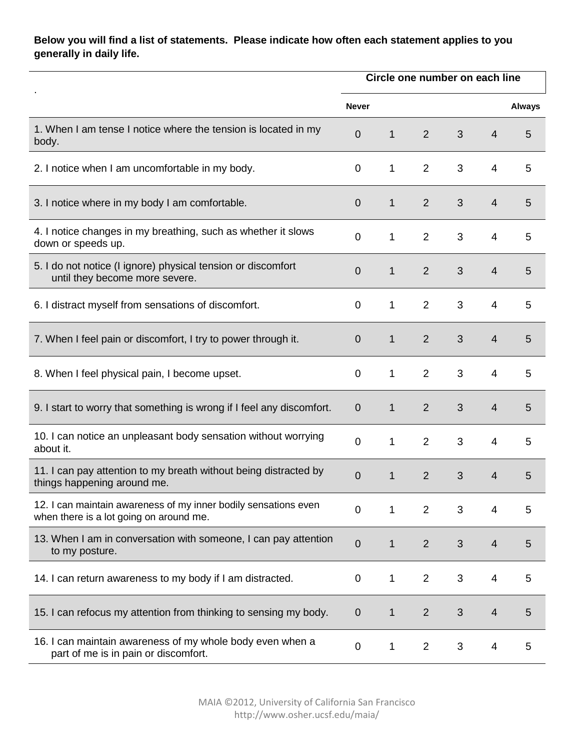**Below you will find a list of statements. Please indicate how often each statement applies to you generally in daily life.**

| . | Circle one number on each line | | | | | |
|---|---|---|---|---|---|---|
| | **Never** | | | | | **Always** |
| 1. When I am tense I notice where the tension is located in my body. | 0 | 1 | 2 | 3 | 4 | 5 |
| 2. I notice when I am uncomfortable in my body. | 0 | 1 | 2 | 3 | 4 | 5 |
| 3. I notice where in my body I am comfortable. | 0 | 1 | 2 | 3 | 4 | 5 |
| 4. I notice changes in my breathing, such as whether it slows down or speeds up. | 0 | 1 | 2 | 3 | 4 | 5 |
| 5. I do not notice (I ignore) physical tension or discomfort until they become more severe. | 0 | 1 | 2 | 3 | 4 | 5 |
| 6. I distract myself from sensations of discomfort. | 0 | 1 | 2 | 3 | 4 | 5 |
| 7. When I feel pain or discomfort, I try to power through it. | 0 | 1 | 2 | 3 | 4 | 5 |
| 8. When I feel physical pain, I become upset. | 0 | 1 | 2 | 3 | 4 | 5 |
| 9. I start to worry that something is wrong if I feel any discomfort. | 0 | 1 | 2 | 3 | 4 | 5 |
| 10. I can notice an unpleasant body sensation without worrying about it. | 0 | 1 | 2 | 3 | 4 | 5 |
| 11. I can pay attention to my breath without being distracted by things happening around me. | 0 | 1 | 2 | 3 | 4 | 5 |
| 12. I can maintain awareness of my inner bodily sensations even when there is a lot going on around me. | 0 | 1 | 2 | 3 | 4 | 5 |
| 13. When I am in conversation with someone, I can pay attention to my posture. | 0 | 1 | 2 | 3 | 4 | 5 |
| 14. I can return awareness to my body if I am distracted. | 0 | 1 | 2 | 3 | 4 | 5 |
| 15. I can refocus my attention from thinking to sensing my body. | 0 | 1 | 2 | 3 | 4 | 5 |
| 16. I can maintain awareness of my whole body even when a part of me is in pain or discomfort. | 0 | 1 | 2 | 3 | 4 | 5 |

MAIA ©2012, University of California San Francisco
http://www.osher.ucsf.edu/maia/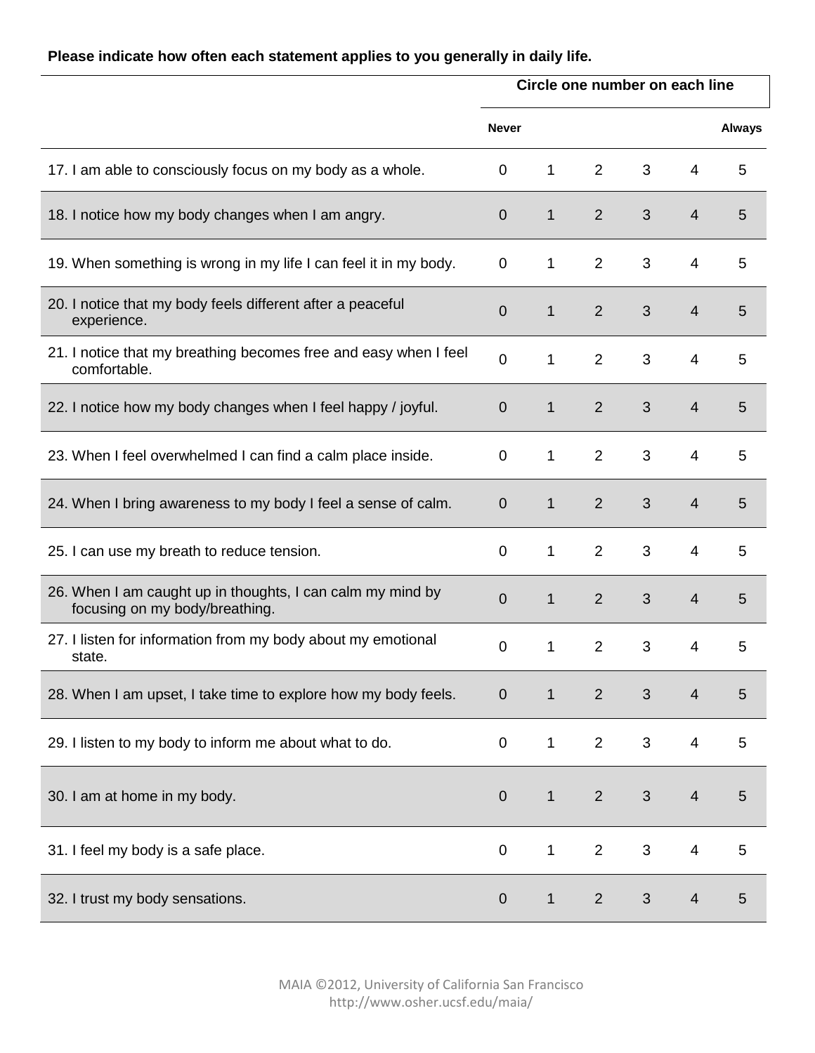**Please indicate how often each statement applies to you generally in daily life.**

| | Circle one number on each line | | | | | |
|---|---|---|---|---|---|---|
| | **Never** | | | | | **Always** |
| 17. I am able to consciously focus on my body as a whole. | 0 | 1 | 2 | 3 | 4 | 5 |
| 18. I notice how my body changes when I am angry. | 0 | 1 | 2 | 3 | 4 | 5 |
| 19. When something is wrong in my life I can feel it in my body. | 0 | 1 | 2 | 3 | 4 | 5 |
| 20. I notice that my body feels different after a peaceful experience. | 0 | 1 | 2 | 3 | 4 | 5 |
| 21. I notice that my breathing becomes free and easy when I feel comfortable. | 0 | 1 | 2 | 3 | 4 | 5 |
| 22. I notice how my body changes when I feel happy / joyful. | 0 | 1 | 2 | 3 | 4 | 5 |
| 23. When I feel overwhelmed I can find a calm place inside. | 0 | 1 | 2 | 3 | 4 | 5 |
| 24. When I bring awareness to my body I feel a sense of calm. | 0 | 1 | 2 | 3 | 4 | 5 |
| 25. I can use my breath to reduce tension. | 0 | 1 | 2 | 3 | 4 | 5 |
| 26. When I am caught up in thoughts, I can calm my mind by focusing on my body/breathing. | 0 | 1 | 2 | 3 | 4 | 5 |
| 27. I listen for information from my body about my emotional state. | 0 | 1 | 2 | 3 | 4 | 5 |
| 28. When I am upset, I take time to explore how my body feels. | 0 | 1 | 2 | 3 | 4 | 5 |
| 29. I listen to my body to inform me about what to do. | 0 | 1 | 2 | 3 | 4 | 5 |
| 30. I am at home in my body. | 0 | 1 | 2 | 3 | 4 | 5 |
| 31. I feel my body is a safe place. | 0 | 1 | 2 | 3 | 4 | 5 |
| 32. I trust my body sensations. | 0 | 1 | 2 | 3 | 4 | 5 |

MAIA ©2012, University of California San Francisco
http://www.osher.ucsf.edu/maia/